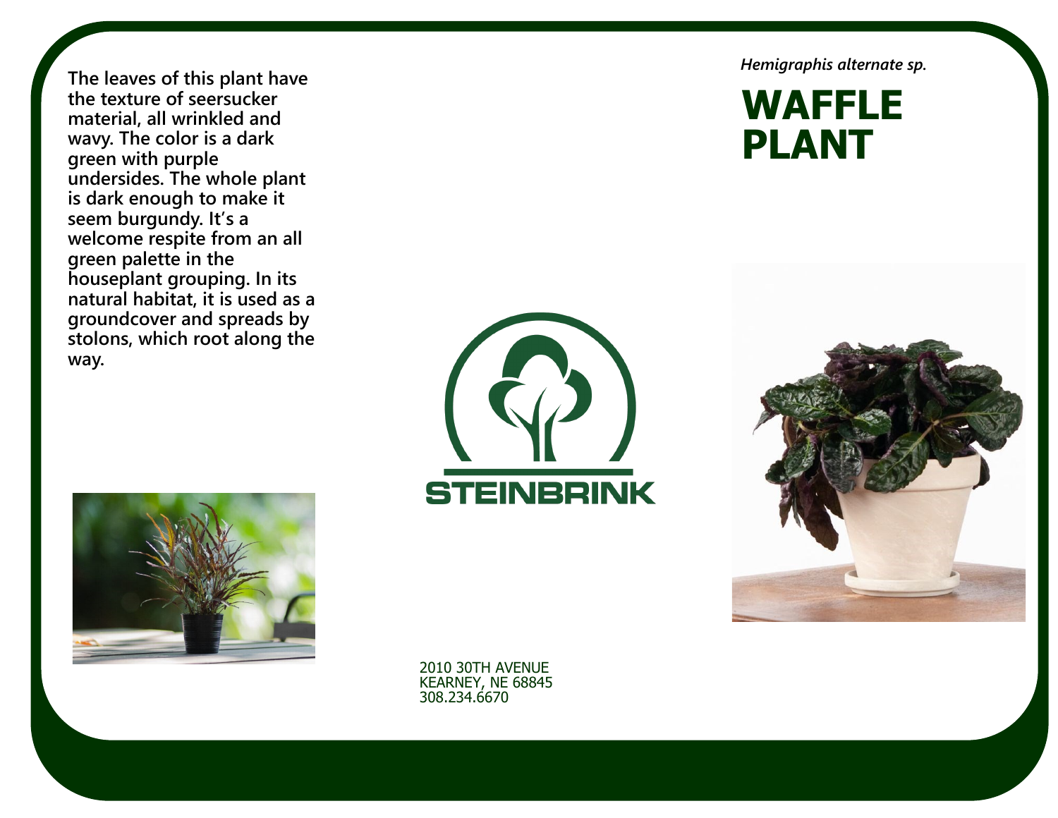*Hemigraphis alternate sp.*

# WAFFLE PLANT

**The leaves of this plant have the texture of seersucker material, all wrinkled and wavy. The color is a dark green with purple undersides. The whole plant is dark enough to make it seem burgundy. It's a welcome respite from an all green palette in the houseplant grouping. In its natural habitat, it is used as a groundcover and spreads by stolons, which root along the way.**

STEINBRINK

2010 30TH AVENUE
KEARNEY, NE 68845
308.234.6670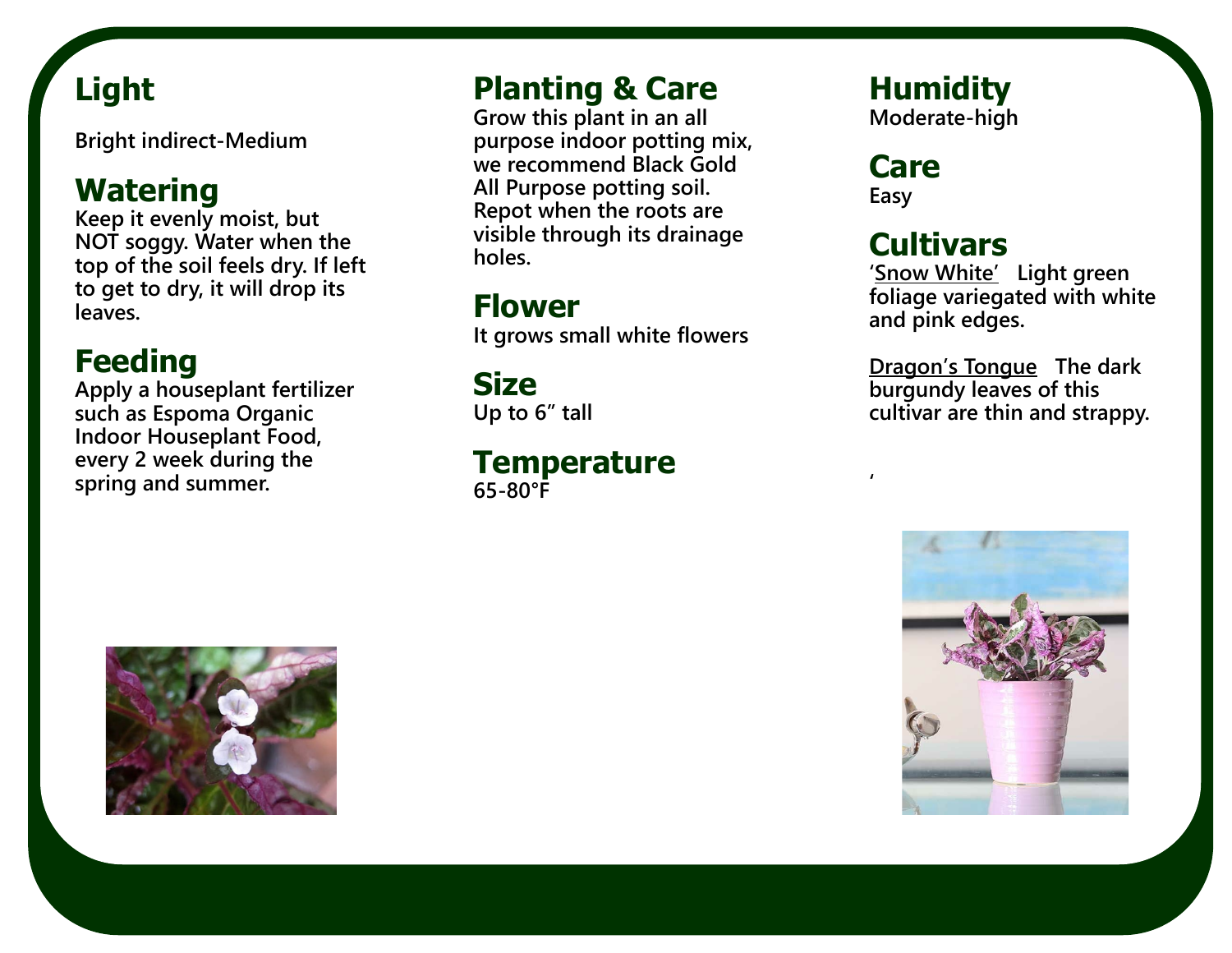## Light

Bright indirect-Medium

## Watering

Keep it evenly moist, but NOT soggy. Water when the top of the soil feels dry. If left to get to dry, it will drop its leaves.

## Feeding

Apply a houseplant fertilizer such as Espoma Organic Indoor Houseplant Food, every 2 week during the spring and summer.

## Planting & Care

Grow this plant in an all purpose indoor potting mix, we recommend Black Gold All Purpose potting soil. Repot when the roots are visible through its drainage holes.

## Flower

It grows small white flowers

## Size

Up to 6" tall

## Temperature

65-80°F

## Humidity

Moderate-high

## Care

Easy

## Cultivars

'Snow White' Light green foliage variegated with white and pink edges.

Dragon's Tongue The dark burgundy leaves of this cultivar are thin and strappy.

,